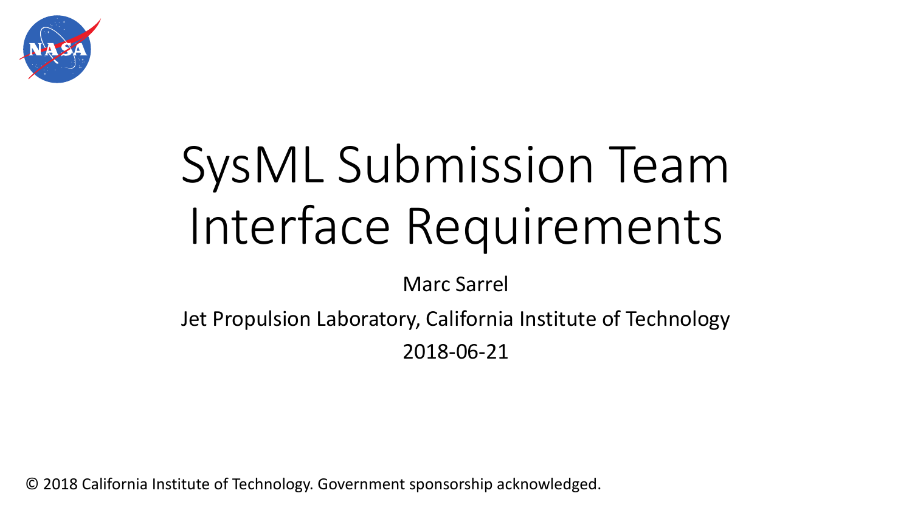# SysML Submission Team Interface Requirements

Marc Sarrel

Jet Propulsion Laboratory, California Institute of Technology

2018-06-21

© 2018 California Institute of Technology. Government sponsorship acknowledged.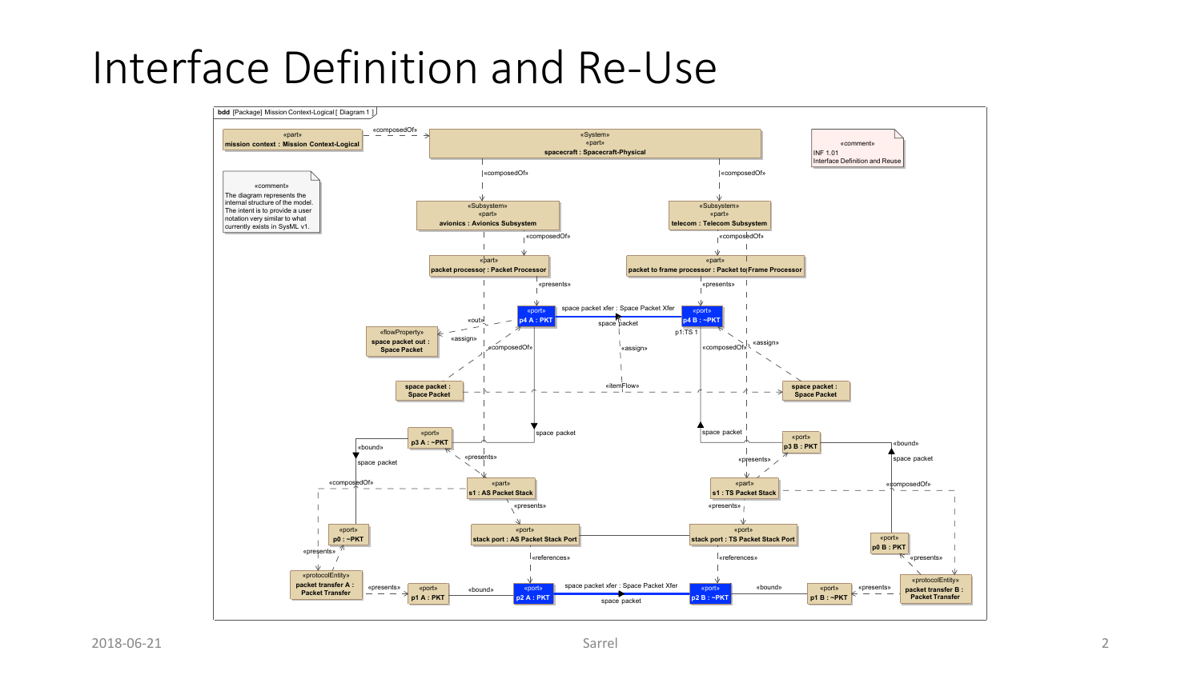# Interface Definition and Re-Use

bdd [Package] Mission Context-Logical [ Diagram 1 ]

«part»
mission context : Mission Context-Logical

«composedOf»

«System»
«part»
spacecraft : Spacecraft-Physical

«comment»
INF 1.01
Interface Definition and Reuse

«comment»
The diagram represents the internal structure of the model. The intent is to provide a user notation very similar to what currently exists in SysML v1.

«composedOf»

«composedOf»

«Subsystem»
«part»
avionics : Avionics Subsystem

«Subsystem»
«part»
telecom : Telecom Subsystem

«composedOf»

«composedOf»

«part»
packet processor : Packet Processor

«part»
packet to frame processor : Packet to Frame Processor

«presents»

«presents»

«port»
p4 A : PKT

space packet xfer : Space Packet Xfer

space packet

«port»
p4 B : ~PKT

p1:TS 1

«out»

«flowProperty»
space packet out : Space Packet

«assign»

«composedOf»

«assign»

«composedOf»

«assign»

space packet : Space Packet

«itemFlow»

space packet : Space Packet

space packet

space packet

«port»
p3 A : ~PKT

«bound»

space packet

«presents»

«port»
p3 B : PKT

«bound»

space packet

«presents»

«composedOf»

«part»
s1 : AS Packet Stack

«part»
s1 : TS Packet Stack

«composedOf»

«presents»

«presents»

«port»
p0 : ~PKT

«port»
stack port : AS Packet Stack Port

«port»
stack port : TS Packet Stack Port

«port»
p0 B : PKT

«presents»

«references»

«references»

«presents»

«protocolEntity»
packet transfer A : Packet Transfer

«presents»

«port»
p1 A : PKT

«bound»

«port»
p2 A : PKT

space packet xfer : Space Packet Xfer

space packet

«port»
p2 B : ~PKT

«bound»

«port»
p1 B : ~PKT

«presents»

«protocolEntity»
packet transfer B : Packet Transfer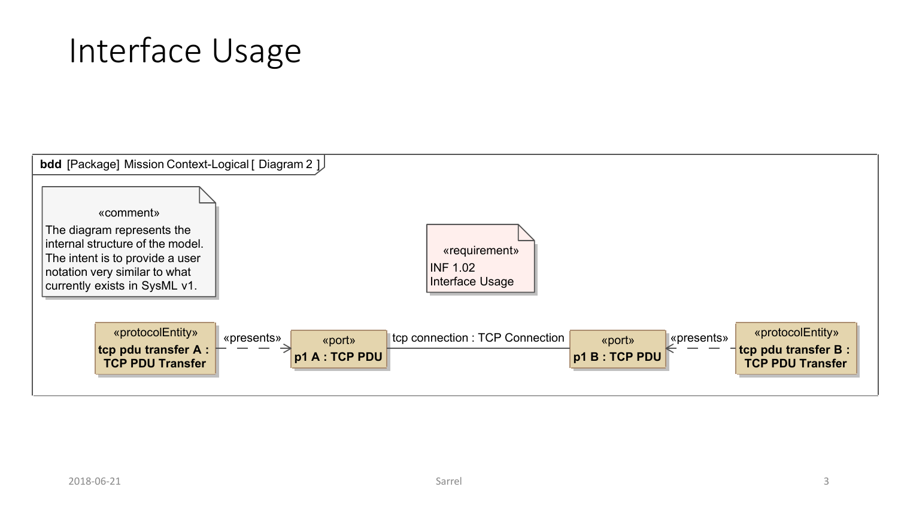# Interface Usage

bdd [Package] Mission Context-Logical [ Diagram 2 ]

«comment»
The diagram represents the internal structure of the model. The intent is to provide a user notation very similar to what currently exists in SysML v1.

«requirement»
INF 1.02
Interface Usage

«protocolEntity»
**tcp pdu transfer A : TCP PDU Transfer**

«presents»

«port»
**p1 A : TCP PDU**

tcp connection : TCP Connection

«port»
**p1 B : TCP PDU**

«presents»

«protocolEntity»
**tcp pdu transfer B : TCP PDU Transfer**

2018-06-21 Sarrel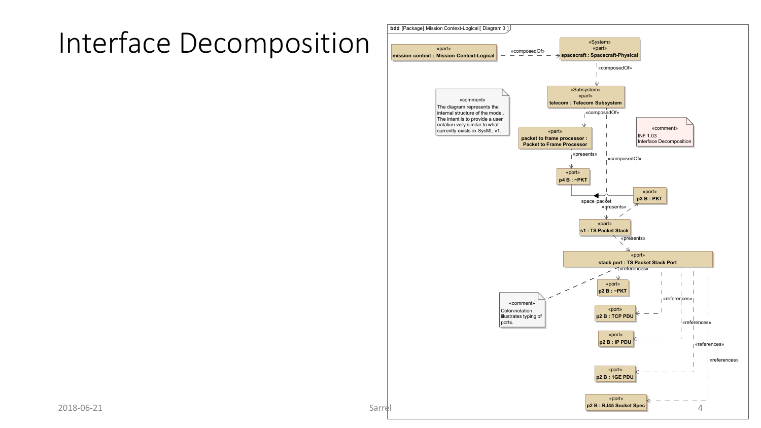# Interface Decomposition

**bdd** [Package] Mission Context-Logical [ Diagram 3 ]

«part»
**mission context : Mission Context-Logical**

«composedOf»

«System»
«part»
**spacecraft : Spacecraft-Physical**

«composedOf»

«Subsystem»
«part»
**telecom : Telecom Subsystem**

«comment»
The diagram represents the internal structure of the model. The intent is to provide a user notation very similar to what currently exists in SysML v1.

«composedOf»

«part»
**packet to frame processor : Packet to Frame Processor**

«comment»
INF 1.03
Interface Decomposition

«presents»

«composedOf»

«port»
**p4 B : ~PKT**

space packet

«port»
**p3 B : PKT**

«presents»

«part»
**s1 : TS Packet Stack**

«presents»

«port»
**stack port : TS Packet Stack Port**

«references»

«port»
**p2 B : ~PKT**

«comment»
Colon notation illustrates typing of ports.

«references»

«port»
**p2 B : TCP PDU**

«references»

«port»
**p2 B : IP PDU**

«references»

«references»

«port»
**p2 B : 1GE PDU**

«port»
**p2 B : RJ45 Socket Spec**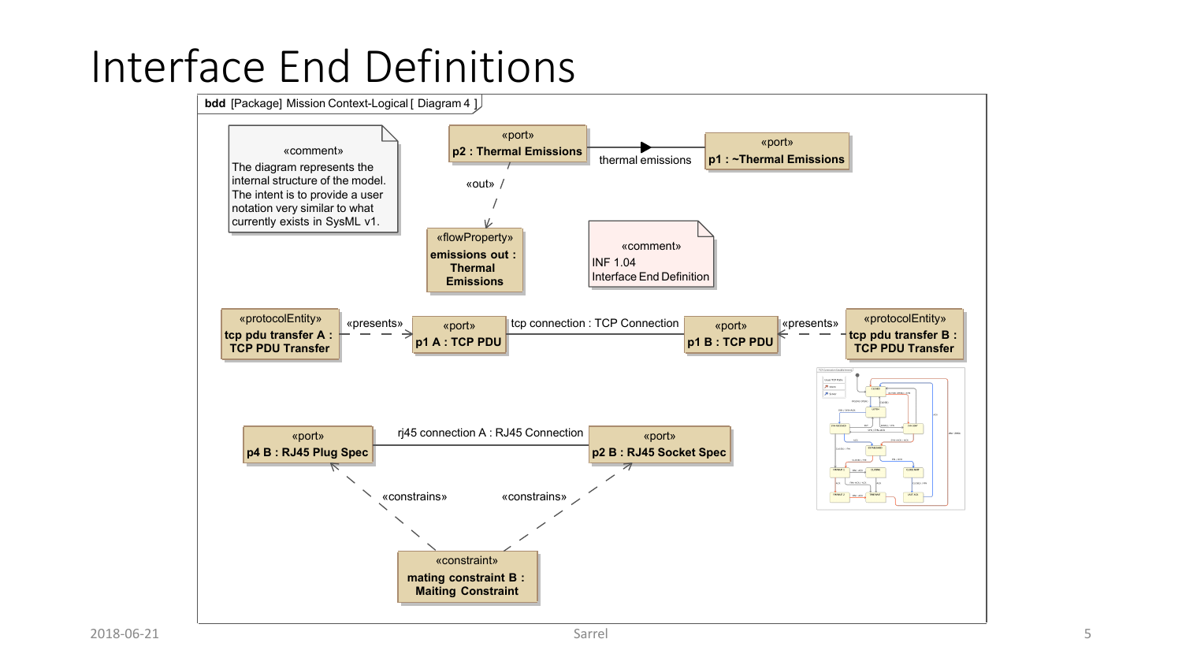# Interface End Definitions

bdd [Package] Mission Context-Logical [ Diagram 4 ]

«comment»
The diagram represents the internal structure of the model. The intent is to provide a user notation very similar to what currently exists in SysML v1.

«port»
**p2 : Thermal Emissions**

thermal emissions

«port»
**p1 : ~Thermal Emissions**

«out»

«flowProperty»
**emissions out : Thermal Emissions**

«comment»
INF 1.04
Interface End Definition

«protocolEntity»
**tcp pdu transfer A : TCP PDU Transfer**

«presents»

«port»
**p1 A : TCP PDU**

tcp connection : TCP Connection

«port»
**p1 B : TCP PDU**

«presents»

«protocolEntity»
**tcp pdu transfer B : TCP PDU Transfer**

«port»
**p4 B : RJ45 Plug Spec**

rj45 connection A : RJ45 Connection

«port»
**p2 B : RJ45 Socket Spec**

«constrains»

«constrains»

«constraint»
**mating constraint B : Maiting Constraint**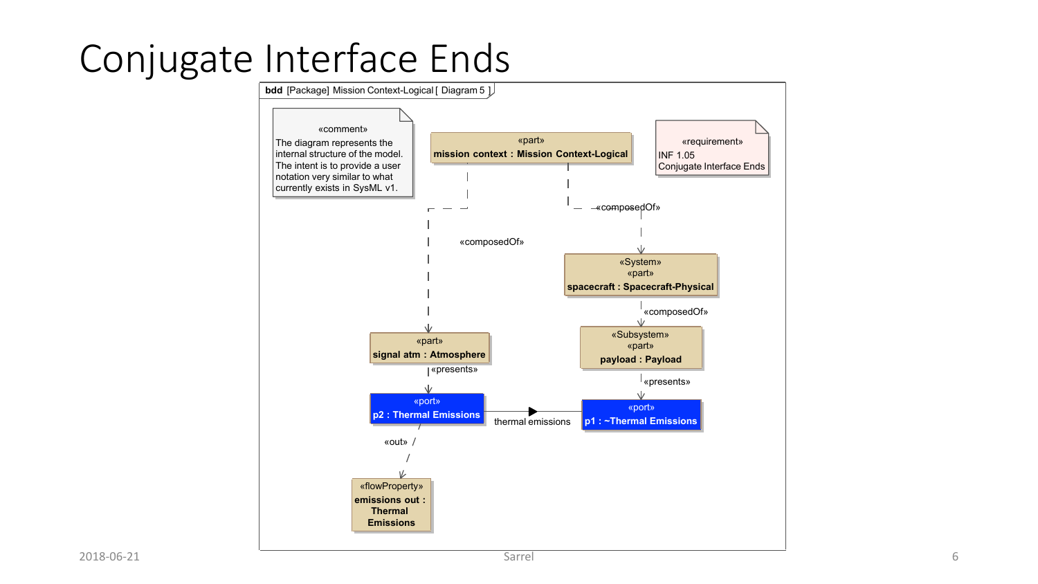# Conjugate Interface Ends

bdd [Package] Mission Context-Logical [ Diagram 5 ]

«comment»
The diagram represents the internal structure of the model. The intent is to provide a user notation very similar to what currently exists in SysML v1.

«part»
**mission context : Mission Context-Logical**

«requirement»
INF 1.05
Conjugate Interface Ends

«composedOf»

«composedOf»

«System»
«part»
**spacecraft : Spacecraft-Physical**

«composedOf»

«part»
**signal atm : Atmosphere**

«Subsystem»
«part»
**payload : Payload**

«presents»

«presents»

«port»
**p2 : Thermal Emissions**

thermal emissions

«port»
**p1 : ~Thermal Emissions**

«out»

«flowProperty»
**emissions out : Thermal Emissions**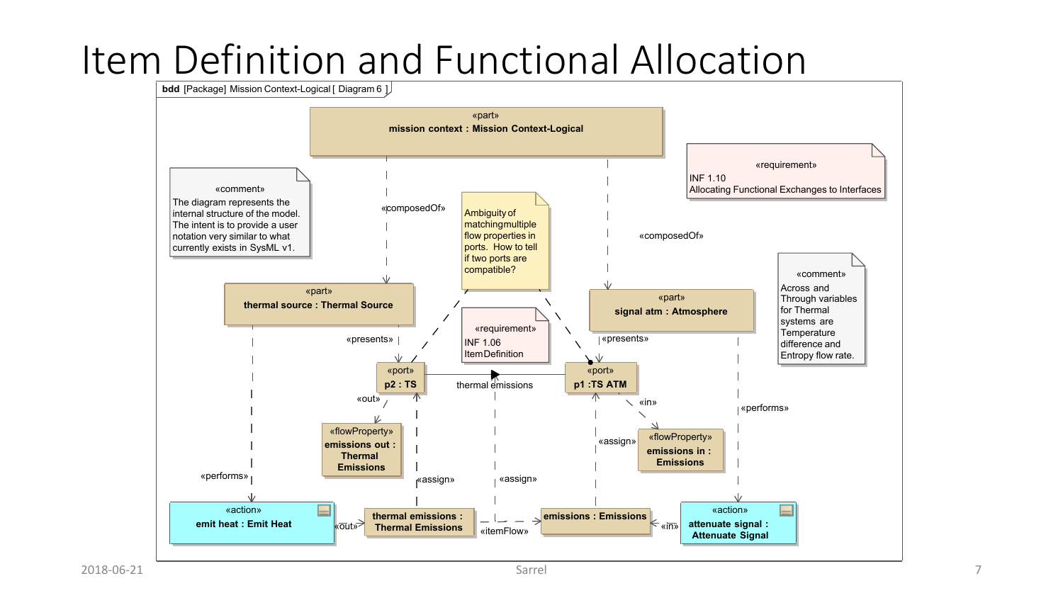# Item Definition and Functional Allocation

bdd [Package] Mission Context-Logical [ Diagram 6 ]

«part»
**mission context : Mission Context-Logical**

«comment»
The diagram represents the internal structure of the model. The intent is to provide a user notation very similar to what currently exists in SysML v1.

«requirement»
INF 1.10
Allocating Functional Exchanges to Interfaces

Ambiguity of matching multiple flow properties in ports. How to tell if two ports are compatible?

«composedOf»

«composedOf»

«comment»
Across and Through variables for Thermal systems are Temperature difference and Entropy flow rate.

«part»
**thermal source : Thermal Source**

«part»
**signal atm : Atmosphere**

«requirement»
INF 1.06
Item Definition

«presents»

«presents»

«port»
**p2 : TS**

thermal emissions

«port»
**p1 :TS ATM**

«out»

«in»

«flowProperty»
**emissions out : Thermal Emissions**

«flowProperty»
**emissions in : Emissions**

«assign»

«assign»

«assign»

«performs»

«performs»

«action»
**emit heat : Emit Heat**

«out»

**thermal emissions : Thermal Emissions**

«itemFlow»

**emissions : Emissions**

«in»

«action»
**attenuate signal : Attenuate Signal**

2018-06-21

Sarrel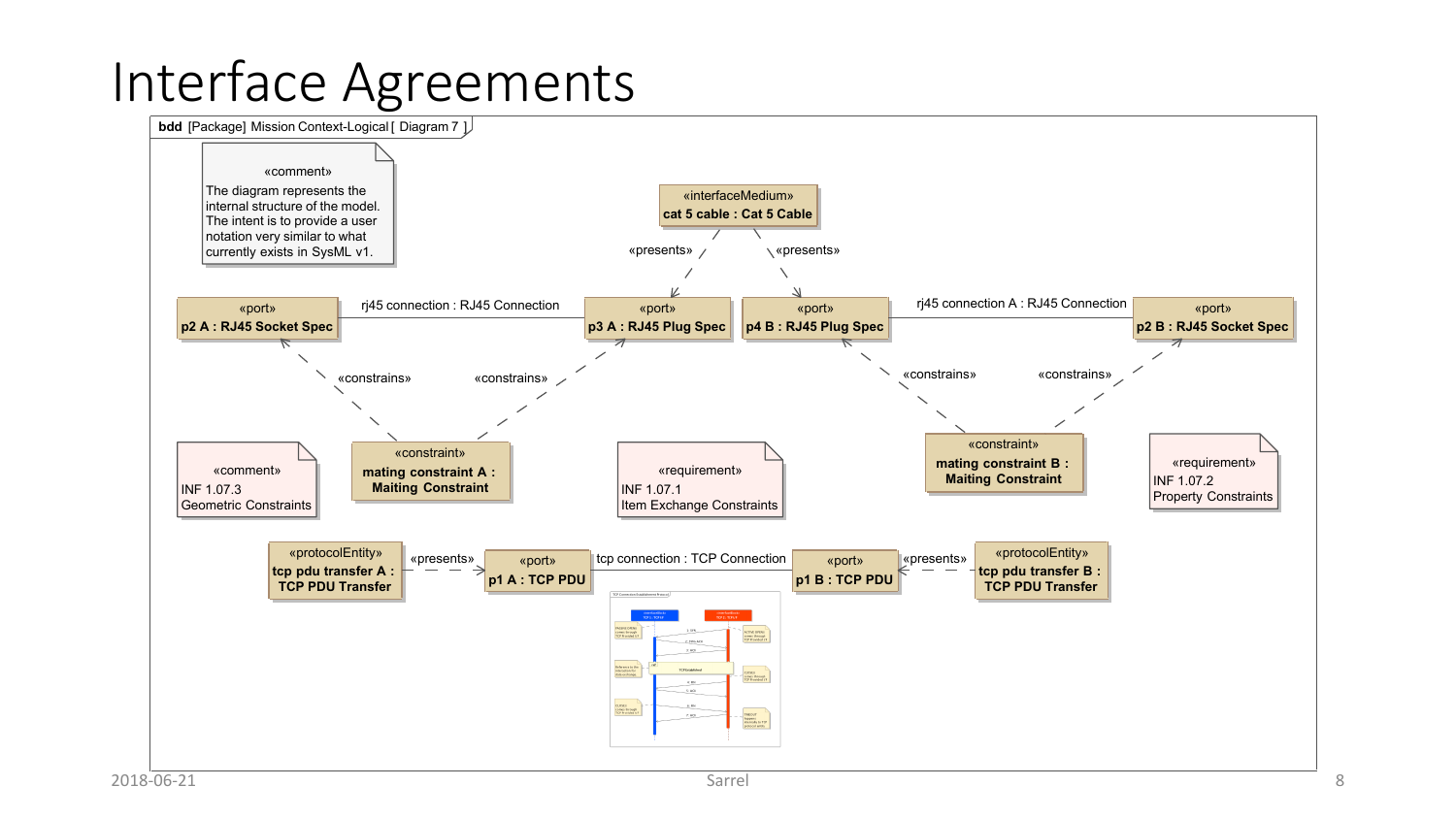# Interface Agreements

**bdd** [Package] Mission Context-Logical [ Diagram 7 ]

«comment»
The diagram represents the internal structure of the model. The intent is to provide a user notation very similar to what currently exists in SysML v1.

«interfaceMedium»
**cat 5 cable : Cat 5 Cable**

«presents»

«presents»

«port»
**p2 A : RJ45 Socket Spec**

rj45 connection : RJ45 Connection

«port»
**p3 A : RJ45 Plug Spec**

«port»
**p4 B : RJ45 Plug Spec**

rj45 connection A : RJ45 Connection

«port»
**p2 B : RJ45 Socket Spec**

«constrains»

«constrains»

«constrains»

«constrains»

«comment»
INF 1.07.3
Geometric Constraints

«constraint»
**mating constraint A : Maiting Constraint**

«requirement»
INF 1.07.1
Item Exchange Constraints

«constraint»
**mating constraint B : Maiting Constraint**

«requirement»
INF 1.07.2
Property Constraints

«protocolEntity»
**tcp pdu transfer A : TCP PDU Transfer**

«presents»

«port»
**p1 A : TCP PDU**

tcp connection : TCP Connection

«port»
**p1 B : TCP PDU**

«presents»

«protocolEntity»
**tcp pdu transfer B : TCP PDU Transfer**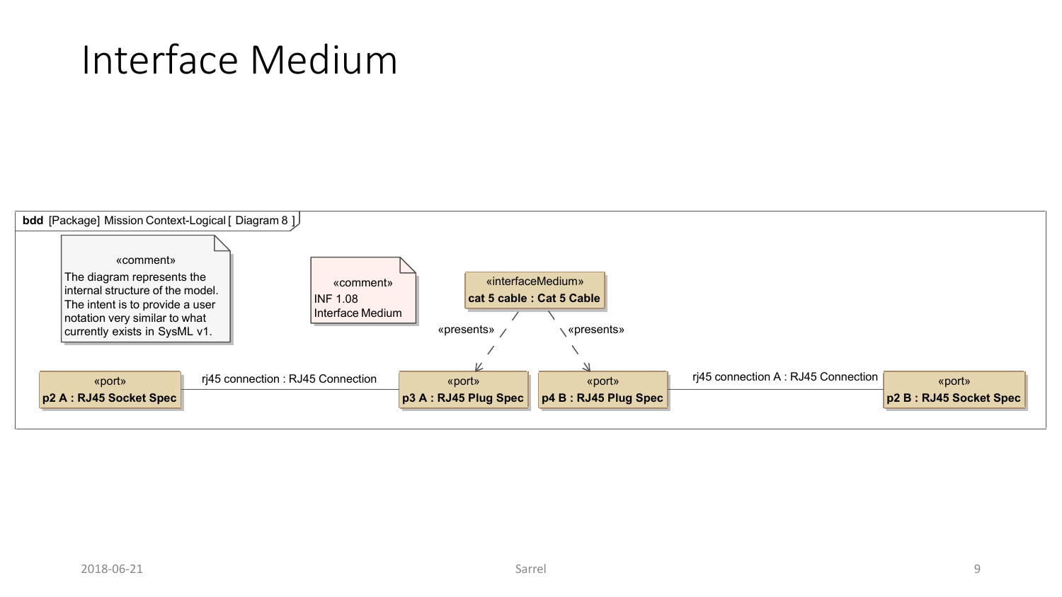# Interface Medium

bdd [Package] Mission Context-Logical [ Diagram 8 ]

«comment»
The diagram represents the internal structure of the model. The intent is to provide a user notation very similar to what currently exists in SysML v1.

«comment»
INF 1.08
Interface Medium

«interfaceMedium»
**cat 5 cable : Cat 5 Cable**

«presents»

«presents»

«port»
**p2 A : RJ45 Socket Spec**

rj45 connection : RJ45 Connection

«port»
**p3 A : RJ45 Plug Spec**

«port»
**p4 B : RJ45 Plug Spec**

rj45 connection A : RJ45 Connection

«port»
**p2 B : RJ45 Socket Spec**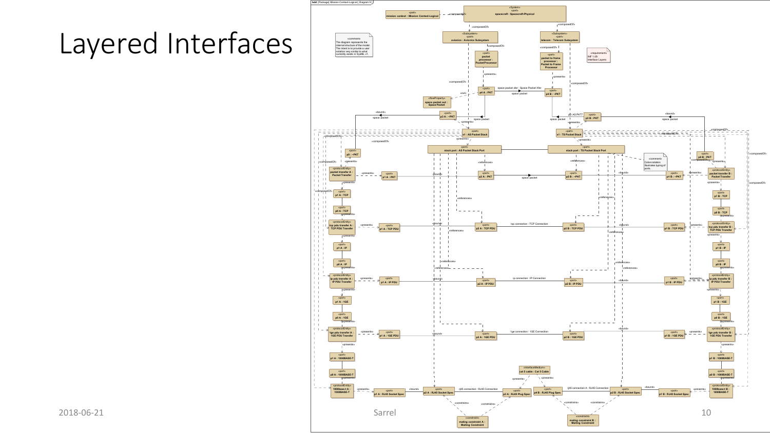# Layered Interfaces

bdd [Package] Mission Context-Logical [ Diagram 9 ]

«System» «part» spacecraft : Spacecraft-Physical

«part» mission context : Mission Context-Logical

«comment» The diagram represents the internal structure of the model. The intent is to provide a user notation very similar to what currently exists in SysML v1.

«Subsystem» «part» avionics : Avionics Subsystem

«Subsystem» «part» telecom : Telecom Subsystem

«requirement» INF 1.09 Interface Layers

«part» packet processor : PacketProcessor

«part» packet to frame processor : Packet to Frame Processor

«port» p4 A : PKT — space packet xfer : Space Packet Xfer — space packet — «port» p4 B : ~PKT

«flowProperty» space packet out : Space Packet

«port» p3 A : ~PKT — «port» p3 B : PKT

«part» s1 : AS Packet Stack — «part» s1 : TS Packet Stack

«port» stack port : AS Packet Stack Port — «port» stack port : TS Packet Stack Port

«comment» Colon notation illustrates typing of ports.

«port» p0 : ~PKT — «port» p0 B : PKT

«protocolEntity» packet transfer A : Packet Transfer — «port» p1 A : PKT — «port» p2 A : PKT — space packet — «port» p2 B : ~PKT — «port» p1 B : ~PKT — «protocolEntity» packet transfer B : Packet Transfer

«port» p1 A : TCP / «port» p0 A : TCP — «port» p1 B : TCP / «port» p0 B : TCP

«protocolEntity» tcp pdu transfer A : TCP PDU Transfer — «port» p1 A : TCP PDU — «port» p2 A : TCP PDU — tcp connection : TCP Connection — «port» p2 B : TCP PDU — «port» p1 B : TCP PDU — «protocolEntity» tcp pdu transfer B : TCP PDU Transfer

«port» p1 A : IP / «port» p0 A : IP — «port» p1 B : IP / «port» p0 B : IP

«protocolEntity» ip pdu transfer A : IP PDU Transfer — «port» p1 A : IP PDU — «port» p2 A : IP PDU — ip connection : IP Connection — «port» p2 B : IP PDU — «port» p1 B : IP PDU — «protocolEntity» ip pdu transfer B : IP PDU Transfer

«port» p1 A : 1GE / «port» p0 A : 1GE — «port» p1 B : 1GE / «port» p0 B : 1GE

«protocolEntity» 1ge pdu transfer A : 1GE PDU Transfer — «port» p1 A : 1GE PDU — «port» p2 A : 1GE PDU — 1ge connection : 1GE Connection — «port» p2 B : 1GE PDU — «port» p1 B : 1GE PDU — «protocolEntity» 1ge pdu transfer B : 1GE PDU Transfer

«port» p1 A : 1000BASE-T / «port» p0 A : 1000BASE-T — «port» p1 B : 1000BASE-T / «port» p0 B : 1000BASE-T

«interfaceMedium» cat 5 cable : Cat 5 Cable

«protocolEntity» 1000base-t A : 1000BASE-T — «port» p1 A : RJ45 Socket Spec — «port» p2 A : RJ45 Socket Spec — rj45 connection : RJ45 Connection — «port» p3 A : RJ45 Plug Spec — «port» p4 B : RJ45 Plug Spec — rj45 connection A : RJ45 Connection — «port» p2 B : RJ45 Socket Spec — «port» p1 B : RJ45 Socket Spec — «protocolEntity» 1000base-t B : 1000BASE-T

«constraint» mating constraint A : Mating Constraint — «constraint» mating constraint B : Mating Constraint

2018-06-21 Sarrel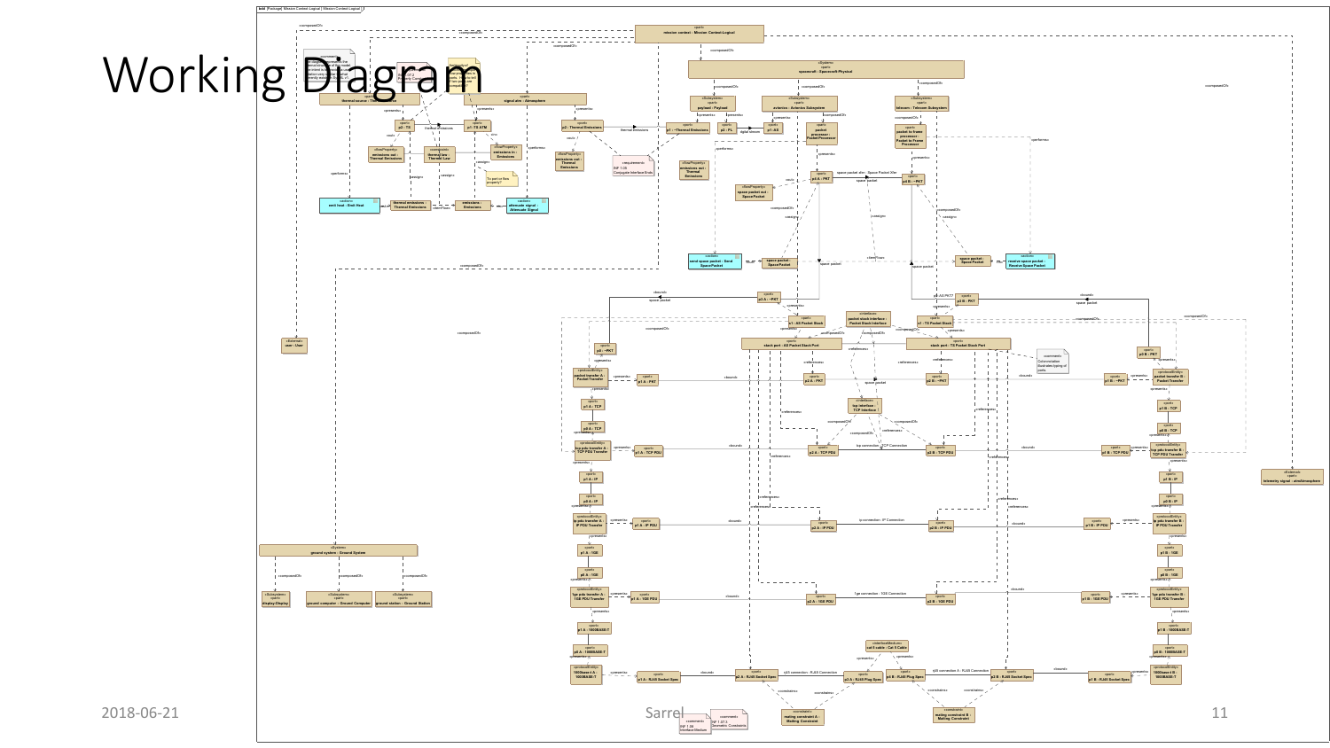# Working Diagram

2018-06-21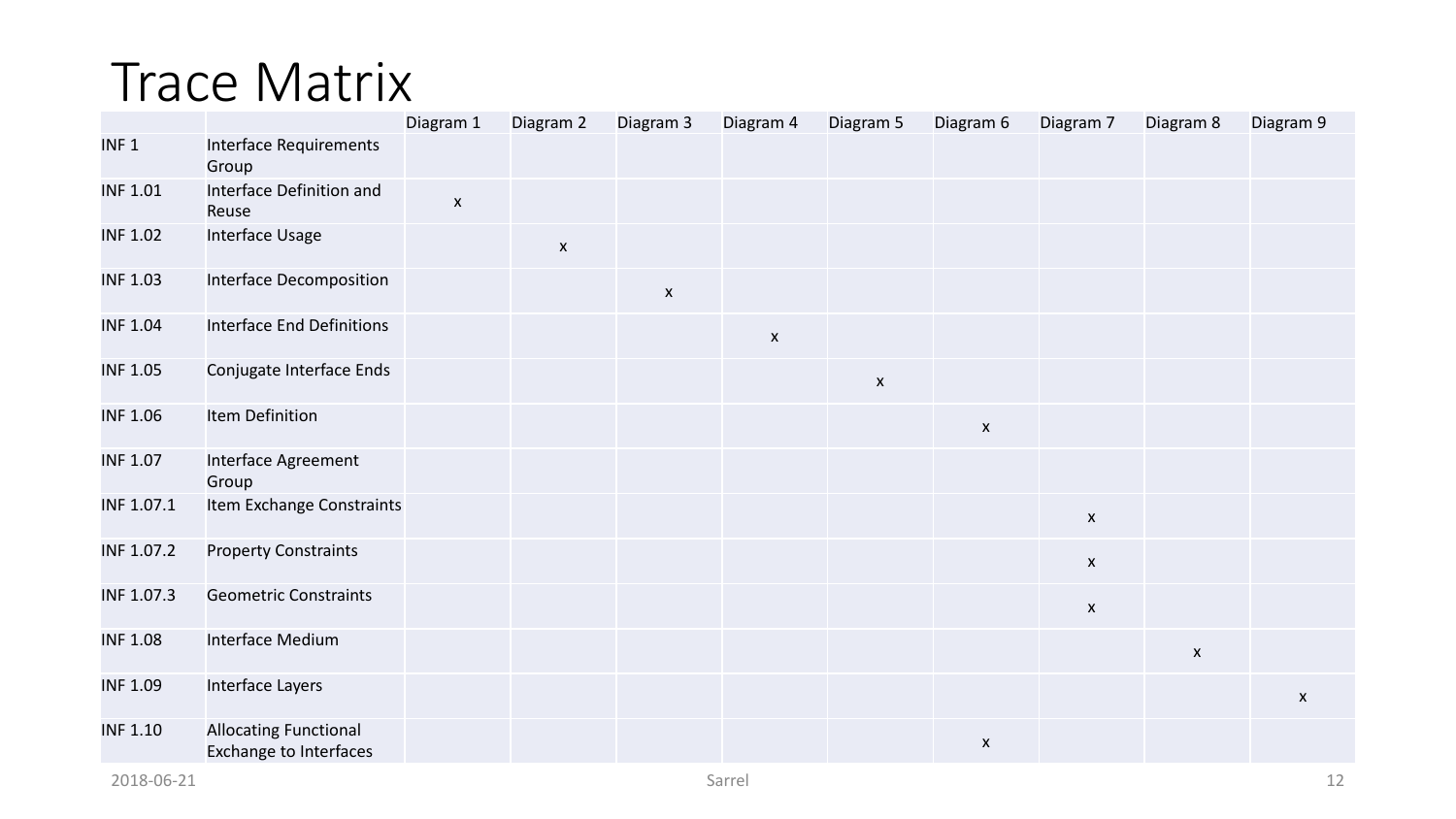# Trace Matrix

| | | Diagram 1 | Diagram 2 | Diagram 3 | Diagram 4 | Diagram 5 | Diagram 6 | Diagram 7 | Diagram 8 | Diagram 9 |
|---|---|---|---|---|---|---|---|---|---|---|
| INF 1 | Interface Requirements Group | | | | | | | | | |
| INF 1.01 | Interface Definition and Reuse | x | | | | | | | | |
| INF 1.02 | Interface Usage | | x | | | | | | | |
| INF 1.03 | Interface Decomposition | | | x | | | | | | |
| INF 1.04 | Interface End Definitions | | | | x | | | | | |
| INF 1.05 | Conjugate Interface Ends | | | | | x | | | | |
| INF 1.06 | Item Definition | | | | | | x | | | |
| INF 1.07 | Interface Agreement Group | | | | | | | | | |
| INF 1.07.1 | Item Exchange Constraints | | | | | | | x | | |
| INF 1.07.2 | Property Constraints | | | | | | | x | | |
| INF 1.07.3 | Geometric Constraints | | | | | | | x | | |
| INF 1.08 | Interface Medium | | | | | | | | x | |
| INF 1.09 | Interface Layers | | | | | | | | | x |
| INF 1.10 | Allocating Functional Exchange to Interfaces | | | | | | x | | | |